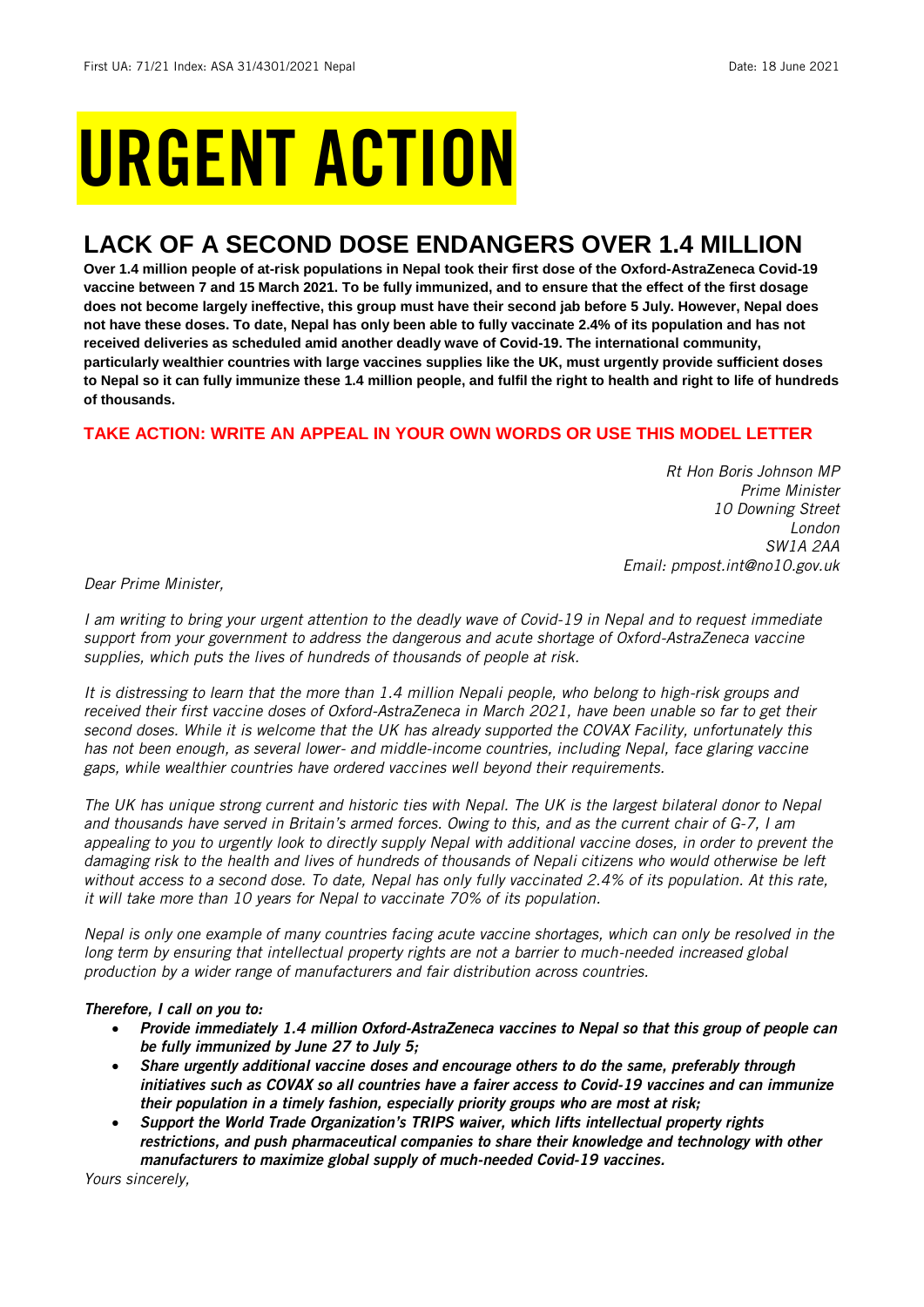First UA: 71/21 Index: ASA 31/4301/2021 Nepal Date: 18 June 2021

# URGENT ACTION

## LACK OF A SECOND DOSE ENDANGERS OVER 1.4 MILLION

**Over 1.4 million people of at-risk populations in Nepal took their first dose of the Oxford-AstraZeneca Covid-19 vaccine between 7 and 15 March 2021. To be fully immunized, and to ensure that the effect of the first dosage does not become largely ineffective, this group must have their second jab before 5 July. However, Nepal does not have these doses. To date, Nepal has only been able to fully vaccinate 2.4% of its population and has not received deliveries as scheduled amid another deadly wave of Covid-19. The international community, particularly wealthier countries with large vaccines supplies like the UK, must urgently provide sufficient doses to Nepal so it can fully immunize these 1.4 million people, and fulfil the right to health and right to life of hundreds of thousands.**

### TAKE ACTION: WRITE AN APPEAL IN YOUR OWN WORDS OR USE THIS MODEL LETTER

*Rt Hon Boris Johnson MP*
*Prime Minister*
*10 Downing Street*
*London*
*SW1A 2AA*
*Email: pmpost.int@no10.gov.uk*

*Dear Prime Minister,*

*I am writing to bring your urgent attention to the deadly wave of Covid-19 in Nepal and to request immediate support from your government to address the dangerous and acute shortage of Oxford-AstraZeneca vaccine supplies, which puts the lives of hundreds of thousands of people at risk.*

*It is distressing to learn that the more than 1.4 million Nepali people, who belong to high-risk groups and received their first vaccine doses of Oxford-AstraZeneca in March 2021, have been unable so far to get their second doses. While it is welcome that the UK has already supported the COVAX Facility, unfortunately this has not been enough, as several lower- and middle-income countries, including Nepal, face glaring vaccine gaps, while wealthier countries have ordered vaccines well beyond their requirements.*

*The UK has unique strong current and historic ties with Nepal. The UK is the largest bilateral donor to Nepal and thousands have served in Britain's armed forces. Owing to this, and as the current chair of G-7, I am appealing to you to urgently look to directly supply Nepal with additional vaccine doses, in order to prevent the damaging risk to the health and lives of hundreds of thousands of Nepali citizens who would otherwise be left without access to a second dose. To date, Nepal has only fully vaccinated 2.4% of its population. At this rate, it will take more than 10 years for Nepal to vaccinate 70% of its population.*

*Nepal is only one example of many countries facing acute vaccine shortages, which can only be resolved in the long term by ensuring that intellectual property rights are not a barrier to much-needed increased global production by a wider range of manufacturers and fair distribution across countries.*

***Therefore, I call on you to:***

- ***Provide immediately 1.4 million Oxford-AstraZeneca vaccines to Nepal so that this group of people can be fully immunized by June 27 to July 5;***
- ***Share urgently additional vaccine doses and encourage others to do the same, preferably through initiatives such as COVAX so all countries have a fairer access to Covid-19 vaccines and can immunize their population in a timely fashion, especially priority groups who are most at risk;***
- ***Support the World Trade Organization's TRIPS waiver, which lifts intellectual property rights restrictions, and push pharmaceutical companies to share their knowledge and technology with other manufacturers to maximize global supply of much-needed Covid-19 vaccines.***

*Yours sincerely,*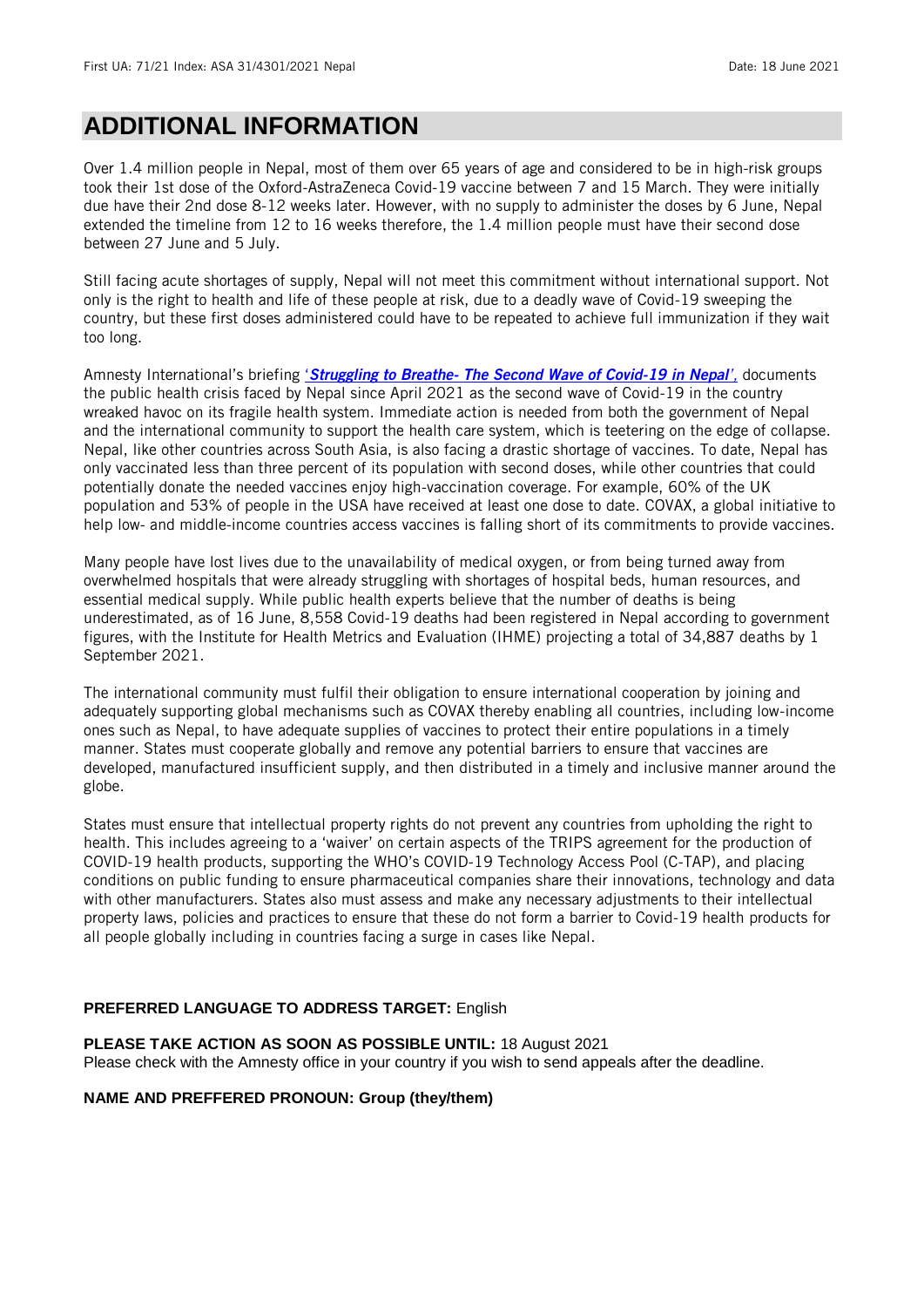# ADDITIONAL INFORMATION

Over 1.4 million people in Nepal, most of them over 65 years of age and considered to be in high-risk groups took their 1st dose of the Oxford-AstraZeneca Covid-19 vaccine between 7 and 15 March. They were initially due have their 2nd dose 8-12 weeks later. However, with no supply to administer the doses by 6 June, Nepal extended the timeline from 12 to 16 weeks therefore, the 1.4 million people must have their second dose between 27 June and 5 July.

Still facing acute shortages of supply, Nepal will not meet this commitment without international support. Not only is the right to health and life of these people at risk, due to a deadly wave of Covid-19 sweeping the country, but these first doses administered could have to be repeated to achieve full immunization if they wait too long.

Amnesty International's briefing '***Struggling to Breathe- The Second Wave of Covid-19 in Nepal***', documents the public health crisis faced by Nepal since April 2021 as the second wave of Covid-19 in the country wreaked havoc on its fragile health system. Immediate action is needed from both the government of Nepal and the international community to support the health care system, which is teetering on the edge of collapse. Nepal, like other countries across South Asia, is also facing a drastic shortage of vaccines. To date, Nepal has only vaccinated less than three percent of its population with second doses, while other countries that could potentially donate the needed vaccines enjoy high-vaccination coverage. For example, 60% of the UK population and 53% of people in the USA have received at least one dose to date. COVAX, a global initiative to help low- and middle-income countries access vaccines is falling short of its commitments to provide vaccines.

Many people have lost lives due to the unavailability of medical oxygen, or from being turned away from overwhelmed hospitals that were already struggling with shortages of hospital beds, human resources, and essential medical supply. While public health experts believe that the number of deaths is being underestimated, as of 16 June, 8,558 Covid-19 deaths had been registered in Nepal according to government figures, with the Institute for Health Metrics and Evaluation (IHME) projecting a total of 34,887 deaths by 1 September 2021.

The international community must fulfil their obligation to ensure international cooperation by joining and adequately supporting global mechanisms such as COVAX thereby enabling all countries, including low-income ones such as Nepal, to have adequate supplies of vaccines to protect their entire populations in a timely manner. States must cooperate globally and remove any potential barriers to ensure that vaccines are developed, manufactured insufficient supply, and then distributed in a timely and inclusive manner around the globe.

States must ensure that intellectual property rights do not prevent any countries from upholding the right to health. This includes agreeing to a 'waiver' on certain aspects of the TRIPS agreement for the production of COVID-19 health products, supporting the WHO's COVID-19 Technology Access Pool (C-TAP), and placing conditions on public funding to ensure pharmaceutical companies share their innovations, technology and data with other manufacturers. States also must assess and make any necessary adjustments to their intellectual property laws, policies and practices to ensure that these do not form a barrier to Covid-19 health products for all people globally including in countries facing a surge in cases like Nepal.

**PREFERRED LANGUAGE TO ADDRESS TARGET:** English

**PLEASE TAKE ACTION AS SOON AS POSSIBLE UNTIL:** 18 August 2021
Please check with the Amnesty office in your country if you wish to send appeals after the deadline.

**NAME AND PREFFERED PRONOUN: Group (they/them)**